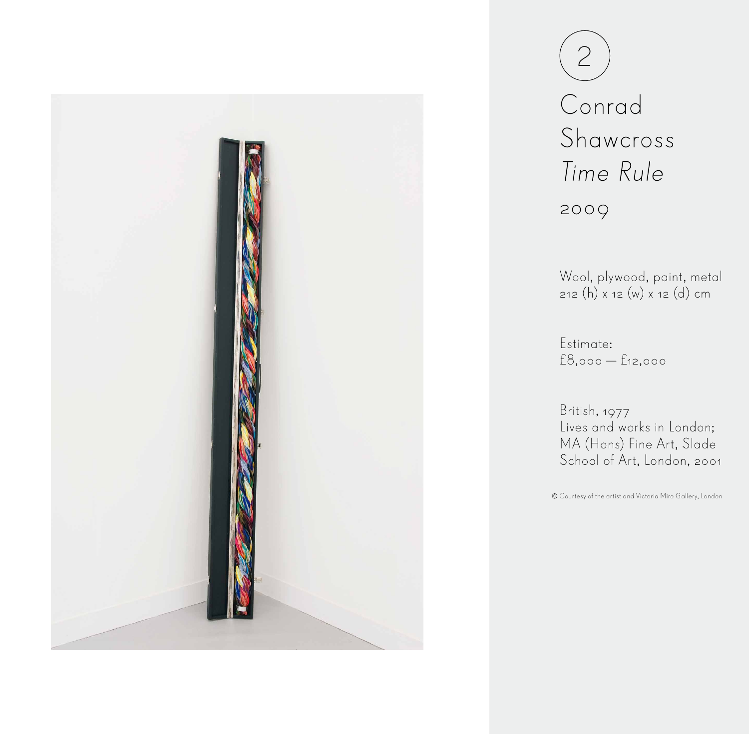2

# Conrad Shawcross

## *Time Rule*

2009

Wool, plywood, paint, metal
212 (h) x 12 (w) x 12 (d) cm

Estimate:
£8,000 — £12,000

British, 1977
Lives and works in London;
MA (Hons) Fine Art, Slade School of Art, London, 2001

© Courtesy of the artist and Victoria Miro Gallery, London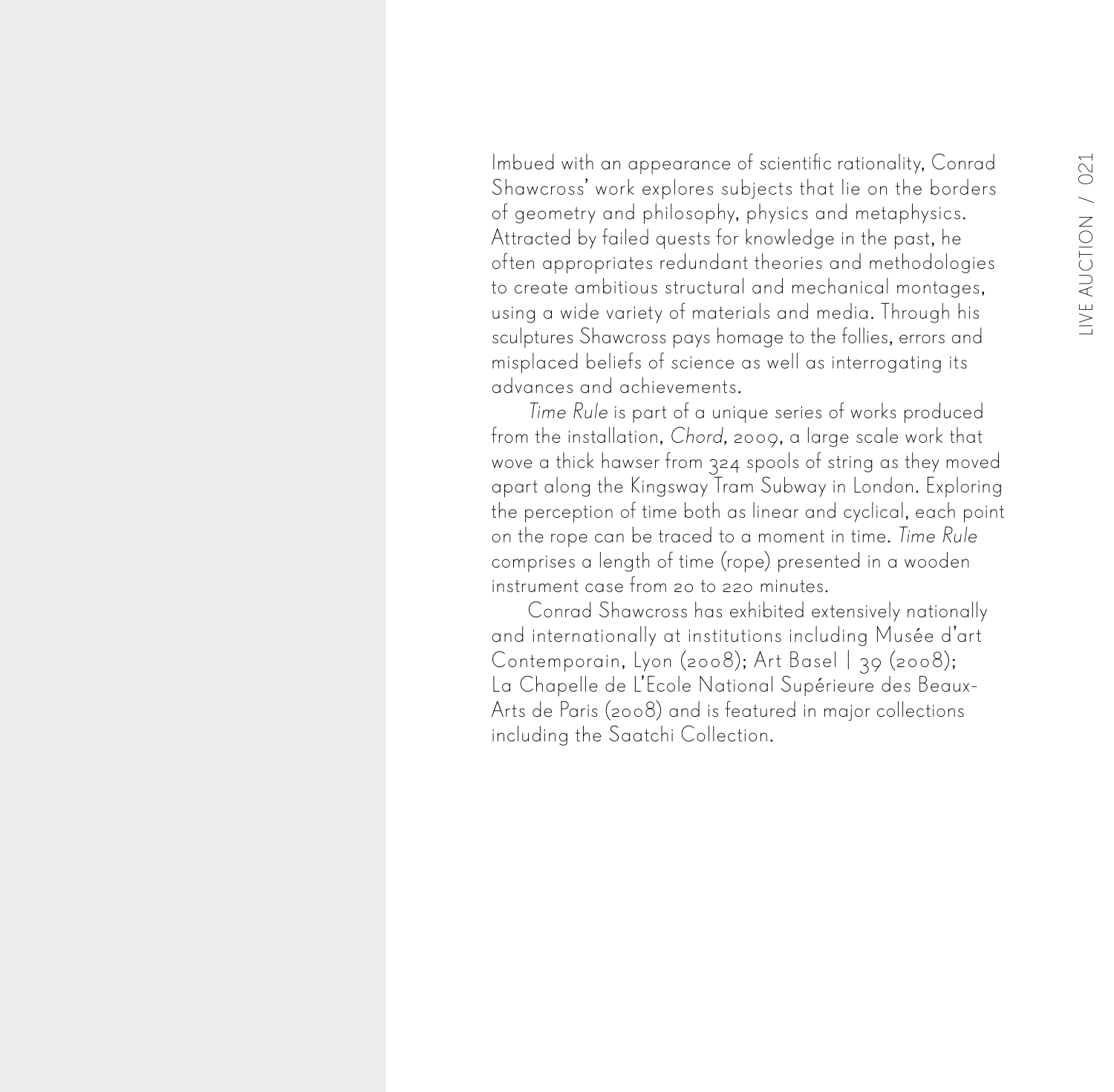Imbued with an appearance of scientific rationality, Conrad Shawcross' work explores subjects that lie on the borders of geometry and philosophy, physics and metaphysics. Attracted by failed quests for knowledge in the past, he often appropriates redundant theories and methodologies to create ambitious structural and mechanical montages, using a wide variety of materials and media. Through his sculptures Shawcross pays homage to the follies, errors and misplaced beliefs of science as well as interrogating its advances and achievements.

*Time Rule* is part of a unique series of works produced from the installation, *Chord*, 2009, a large scale work that wove a thick hawser from 324 spools of string as they moved apart along the Kingsway Tram Subway in London. Exploring the perception of time both as linear and cyclical, each point on the rope can be traced to a moment in time. *Time Rule* comprises a length of time (rope) presented in a wooden instrument case from 20 to 220 minutes.

Conrad Shawcross has exhibited extensively nationally and internationally at institutions including Musée d'art Contemporain, Lyon (2008); Art Basel | 39 (2008); La Chapelle de L'Ecole National Supérieure des Beaux-Arts de Paris (2008) and is featured in major collections including the Saatchi Collection.